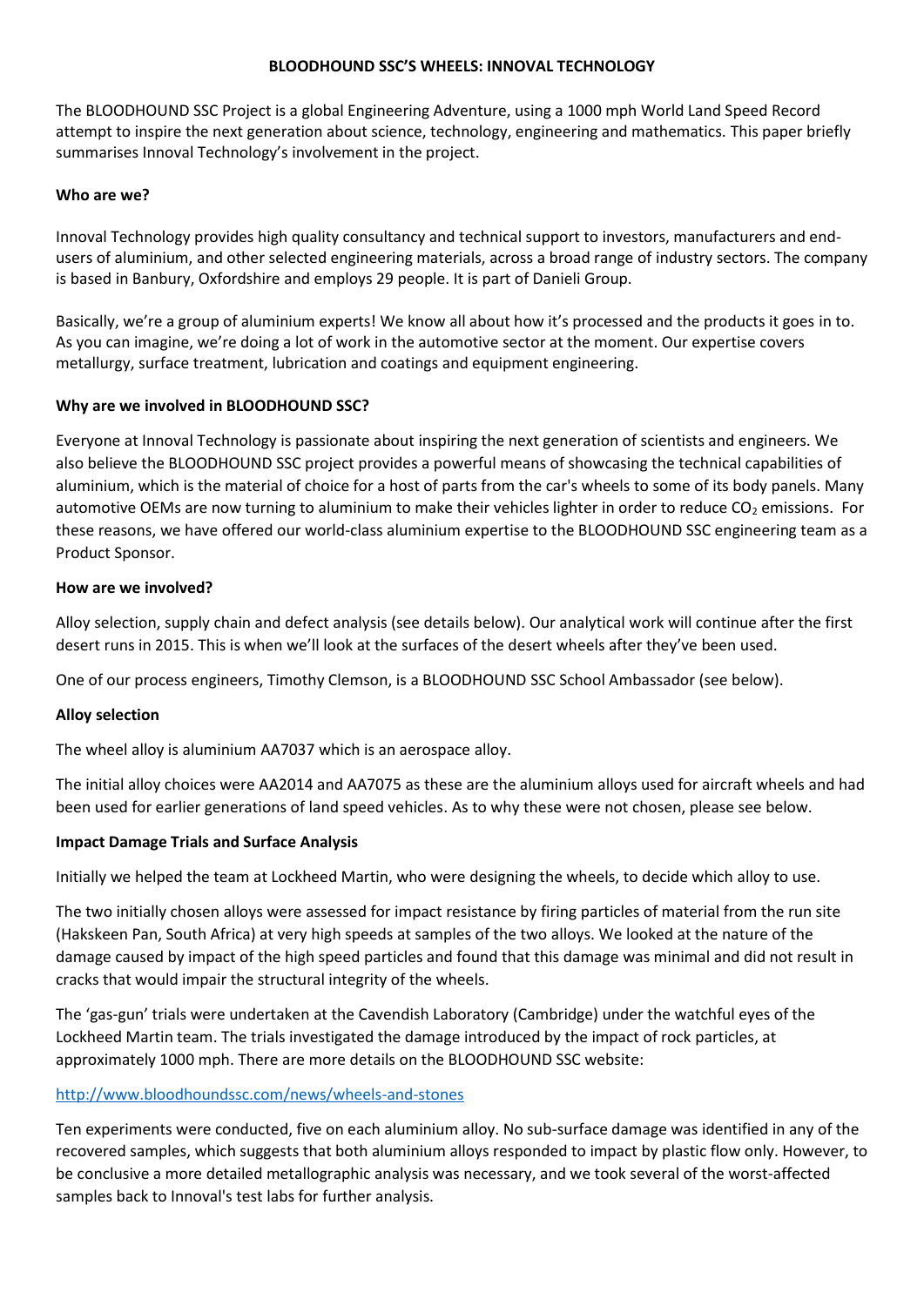# BLOODHOUND SSC'S WHEELS: INNOVAL TECHNOLOGY

The BLOODHOUND SSC Project is a global Engineering Adventure, using a 1000 mph World Land Speed Record attempt to inspire the next generation about science, technology, engineering and mathematics. This paper briefly summarises Innoval Technology's involvement in the project.

## Who are we?

Innoval Technology provides high quality consultancy and technical support to investors, manufacturers and end-users of aluminium, and other selected engineering materials, across a broad range of industry sectors. The company is based in Banbury, Oxfordshire and employs 29 people. It is part of Danieli Group.

Basically, we're a group of aluminium experts! We know all about how it's processed and the products it goes in to. As you can imagine, we're doing a lot of work in the automotive sector at the moment. Our expertise covers metallurgy, surface treatment, lubrication and coatings and equipment engineering.

## Why are we involved in BLOODHOUND SSC?

Everyone at Innoval Technology is passionate about inspiring the next generation of scientists and engineers. We also believe the BLOODHOUND SSC project provides a powerful means of showcasing the technical capabilities of aluminium, which is the material of choice for a host of parts from the car's wheels to some of its body panels. Many automotive OEMs are now turning to aluminium to make their vehicles lighter in order to reduce $CO_2$ emissions. For these reasons, we have offered our world-class aluminium expertise to the BLOODHOUND SSC engineering team as a Product Sponsor.

## How are we involved?

Alloy selection, supply chain and defect analysis (see details below). Our analytical work will continue after the first desert runs in 2015. This is when we'll look at the surfaces of the desert wheels after they've been used.

One of our process engineers, Timothy Clemson, is a BLOODHOUND SSC School Ambassador (see below).

## Alloy selection

The wheel alloy is aluminium AA7037 which is an aerospace alloy.

The initial alloy choices were AA2014 and AA7075 as these are the aluminium alloys used for aircraft wheels and had been used for earlier generations of land speed vehicles. As to why these were not chosen, please see below.

## Impact Damage Trials and Surface Analysis

Initially we helped the team at Lockheed Martin, who were designing the wheels, to decide which alloy to use.

The two initially chosen alloys were assessed for impact resistance by firing particles of material from the run site (Hakskeen Pan, South Africa) at very high speeds at samples of the two alloys. We looked at the nature of the damage caused by impact of the high speed particles and found that this damage was minimal and did not result in cracks that would impair the structural integrity of the wheels.

The 'gas-gun' trials were undertaken at the Cavendish Laboratory (Cambridge) under the watchful eyes of the Lockheed Martin team. The trials investigated the damage introduced by the impact of rock particles, at approximately 1000 mph. There are more details on the BLOODHOUND SSC website:

[http://www.bloodhoundssc.com/news/wheels-and-stones](http://www.bloodhoundssc.com/news/wheels-and-stones)

Ten experiments were conducted, five on each aluminium alloy. No sub-surface damage was identified in any of the recovered samples, which suggests that both aluminium alloys responded to impact by plastic flow only. However, to be conclusive a more detailed metallographic analysis was necessary, and we took several of the worst-affected samples back to Innoval's test labs for further analysis.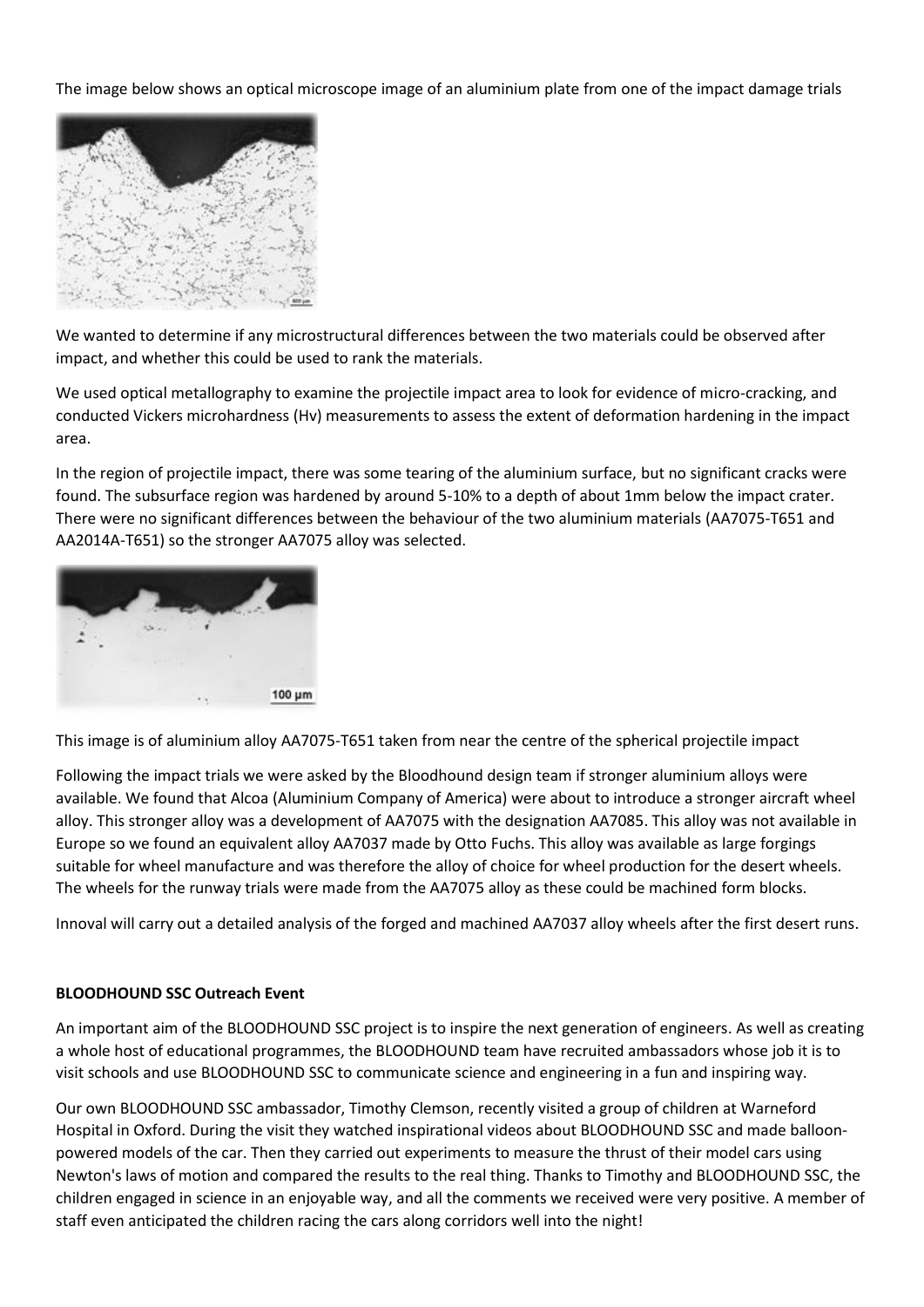The image below shows an optical microscope image of an aluminium plate from one of the impact damage trials

We wanted to determine if any microstructural differences between the two materials could be observed after impact, and whether this could be used to rank the materials.

We used optical metallography to examine the projectile impact area to look for evidence of micro-cracking, and conducted Vickers microhardness (Hv) measurements to assess the extent of deformation hardening in the impact area.

In the region of projectile impact, there was some tearing of the aluminium surface, but no significant cracks were found. The subsurface region was hardened by around 5-10% to a depth of about 1mm below the impact crater. There were no significant differences between the behaviour of the two aluminium materials (AA7075-T651 and AA2014A-T651) so the stronger AA7075 alloy was selected.

This image is of aluminium alloy AA7075-T651 taken from near the centre of the spherical projectile impact

Following the impact trials we were asked by the Bloodhound design team if stronger aluminium alloys were available. We found that Alcoa (Aluminium Company of America) were about to introduce a stronger aircraft wheel alloy. This stronger alloy was a development of AA7075 with the designation AA7085. This alloy was not available in Europe so we found an equivalent alloy AA7037 made by Otto Fuchs. This alloy was available as large forgings suitable for wheel manufacture and was therefore the alloy of choice for wheel production for the desert wheels. The wheels for the runway trials were made from the AA7075 alloy as these could be machined form blocks.

Innoval will carry out a detailed analysis of the forged and machined AA7037 alloy wheels after the first desert runs.

**BLOODHOUND SSC Outreach Event**

An important aim of the BLOODHOUND SSC project is to inspire the next generation of engineers. As well as creating a whole host of educational programmes, the BLOODHOUND team have recruited ambassadors whose job it is to visit schools and use BLOODHOUND SSC to communicate science and engineering in a fun and inspiring way.

Our own BLOODHOUND SSC ambassador, Timothy Clemson, recently visited a group of children at Warneford Hospital in Oxford. During the visit they watched inspirational videos about BLOODHOUND SSC and made balloon-powered models of the car. Then they carried out experiments to measure the thrust of their model cars using Newton's laws of motion and compared the results to the real thing. Thanks to Timothy and BLOODHOUND SSC, the children engaged in science in an enjoyable way, and all the comments we received were very positive. A member of staff even anticipated the children racing the cars along corridors well into the night!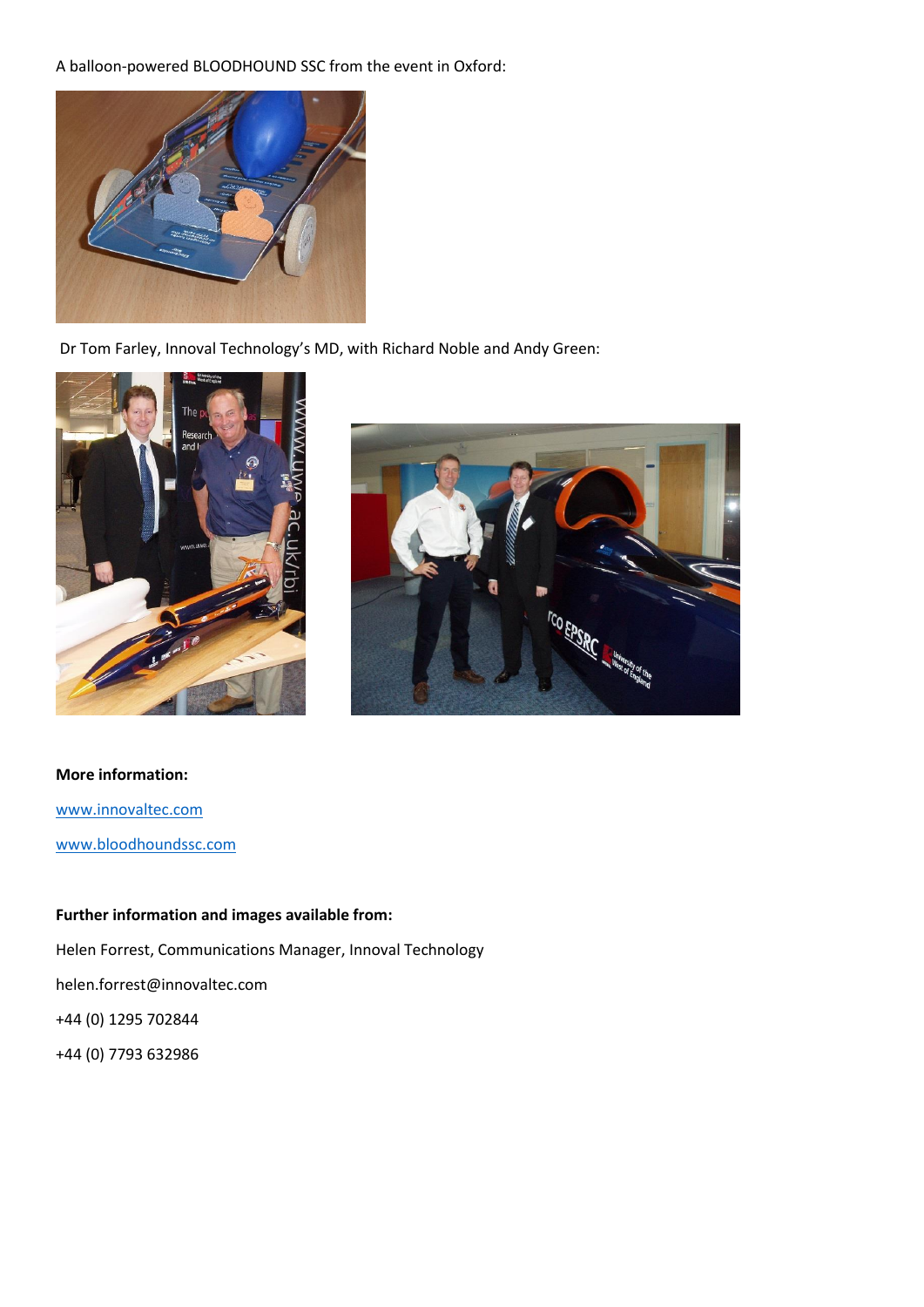A balloon-powered BLOODHOUND SSC from the event in Oxford:

Dr Tom Farley, Innoval Technology's MD, with Richard Noble and Andy Green:

**More information:**

[www.innovaltec.com](http://www.innovaltec.com)

[www.bloodhoundssc.com](http://www.bloodhoundssc.com)

**Further information and images available from:**

Helen Forrest, Communications Manager, Innoval Technology

helen.forrest@innovaltec.com

+44 (0) 1295 702844

+44 (0) 7793 632986